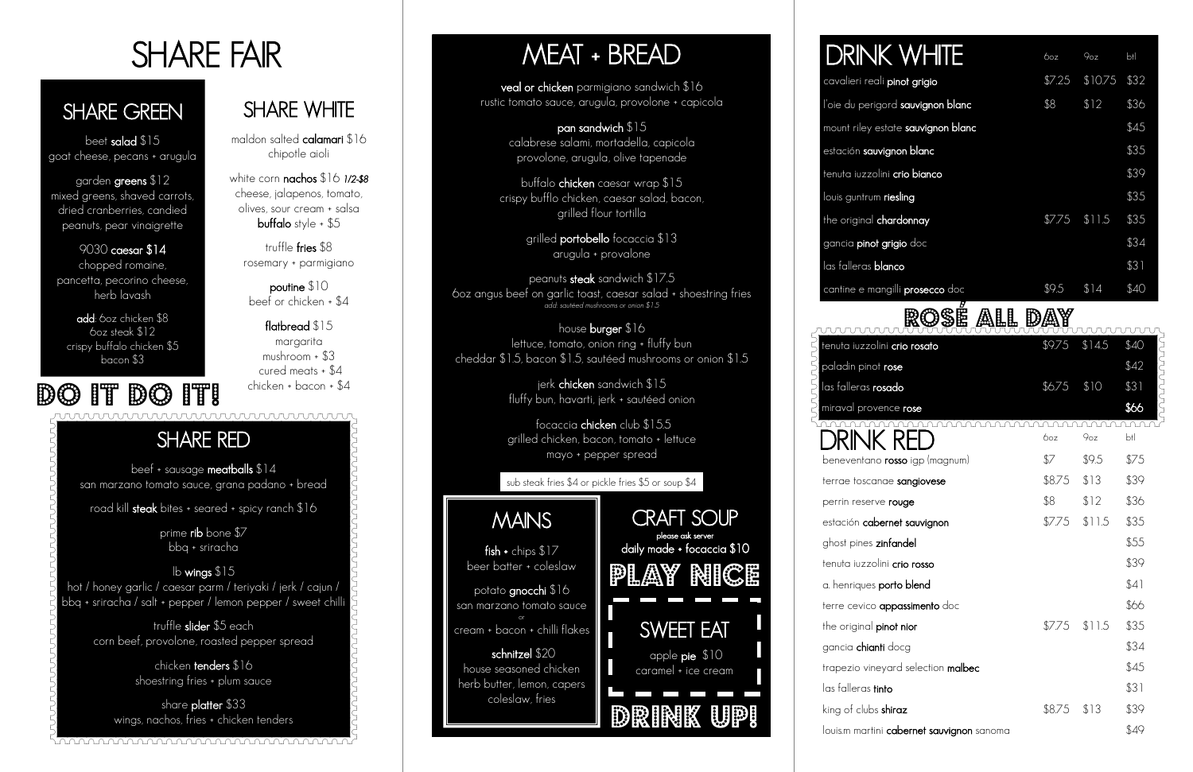# SHARE FAIR

## SHARE GREEN

beet **salad** $15
goat cheese, pecans + arugula

garden **greens** $12
mixed greens, shaved carrots, dried cranberries, candied peanuts, pear vinaigrette

9030 **caesar** $14
chopped romaine, pancetta, pecorino cheese, herb lavash

**add**: 6oz chicken $8
6oz steak $12
crispy buffalo chicken $5
bacon $3

## SHARE WHITE

maldon salted **calamari** $16
chipotle aioli

white corn **nachos** $16 *1/2-$8*
cheese, jalapenos, tomato, olives, sour cream + salsa
**buffalo** style + $5

truffle **fries** $8
rosemary + parmigiano

**poutine** $10
beef or chicken + $4

**flatbread** $15
margarita
mushroom + $3
cured meats + $4
chicken + bacon + $4

**DO IT DO IT!**

## SHARE RED

beef + sausage **meatballs** $14
san marzano tomato sauce, grana padano + bread

road kill **steak** bites + seared + spicy ranch $16

prime **rib** bone $7
bbq + sriracha

lb **wings** $15
hot / honey garlic / caesar parm / teriyaki / jerk / cajun / bbq + sriracha / salt + pepper / lemon pepper / sweet chilli

truffle **slider** $5 each
corn beef, provolone, roasted pepper spread

chicken **tenders** $16
shoestring fries + plum sauce

share **platter** $33
wings, nachos, fries + chicken tenders

# MEAT + BREAD

**veal or chicken** parmigiano sandwich $16
rustic tomato sauce, arugula, provolone + capicola

**pan sandwich** $15
calabrese salami, mortadella, capicola provolone, arugula, olive tapenade

buffalo **chicken** caesar wrap $15
crispy bufflo chicken, caesar salad, bacon, grilled flour tortilla

grilled **portobello** focaccia $13
arugula + provalone

peanuts **steak** sandwich $17.5
6oz angus beef on garlic toast, caesar salad + shoestring fries
*add sautéed mushrooms or onion $1.5*

house **burger** $16
lettuce, tomato, onion ring + fluffy bun
cheddar $1.5, bacon $1.5, sautéed mushrooms or onion $1.5

jerk **chicken** sandwich $15
fluffy bun, havarti, jerk + sautéed onion

focaccia **chicken** club $15.5
grilled chicken, bacon, tomato + lettuce
mayo + pepper spread

sub steak fries $4 or pickle fries $5 or soup $4

## MAINS

**fish + chips** $17
beer batter + coleslaw

potato **gnocchi** $16
san marzano tomato sauce
or
cream + bacon + chilli flakes

**schnitzel** $20
house seasoned chicken
herb butter, lemon, capers
coleslaw, fries

## CRAFT SOUP

please ask server
daily made + focaccia $10

**PLAY NICE**

## SWEET EAT

apple **pie** $10
caramel + ice cream

**DRINK UP!**

# DRINK WHITE

| | 6oz | 9oz | btl |
|---|---|---|---|
| cavalieri reali **pinot grigio** | $7.25 | $10.75 | $32 |
| l'oie du perigord **sauvignon blanc** | $8 | $12 | $36 |
| mount riley estate **sauvignon blanc** | | | $45 |
| estación **sauvignon blanc** | | | $35 |
| tenuta iuzzolini **crio bianco** | | | $39 |
| louis guntrum **riesling** | | | $35 |
| the original **chardonnay** | $7.75 | $11.5 | $35 |
| gancia **pinot grigio** doc | | | $34 |
| las falleras **blanco** | | | $31 |
| cantine e mangilli **prosecco** doc | $9.5 | $14 | $40 |

# ROSÉ ALL DAY

| | 6oz | 9oz | btl |
|---|---|---|---|
| tenuta iuzzolini **crio rosato** | $9.75 | $14.5 | $40 |
| paladin pinot **rose** | | | $42 |
| las falleras **rosado** | $6.75 | $10 | $31 |
| miraval provence **rose** | | | $66 |

# DRINK RED

| | 6oz | 9oz | btl |
|---|---|---|---|
| beneventano **rosso** igp (magnum) | $7 | $9.5 | $75 |
| terrae toscanae **sangiovese** | $8.75 | $13 | $39 |
| perrin reserve **rouge** | $8 | $12 | $36 |
| estación **cabernet sauvignon** | $7.75 | $11.5 | $35 |
| ghost pines **zinfandel** | | | $55 |
| tenuta iuzzolini **crio rosso** | | | $39 |
| a. henriques **porto blend** | | | $41 |
| terre cevico **appassimento** doc | | | $66 |
| the original **pinot nior** | $7.75 | $11.5 | $35 |
| gancia **chianti** docg | | | $34 |
| trapezio vineyard selection **malbec** | | | $45 |
| las falleras **tinto** | | | $31 |
| king of clubs **shiraz** | $8.75 | $13 | $39 |
| louis.m martini **cabernet sauvignon** sonoma | | | $49 |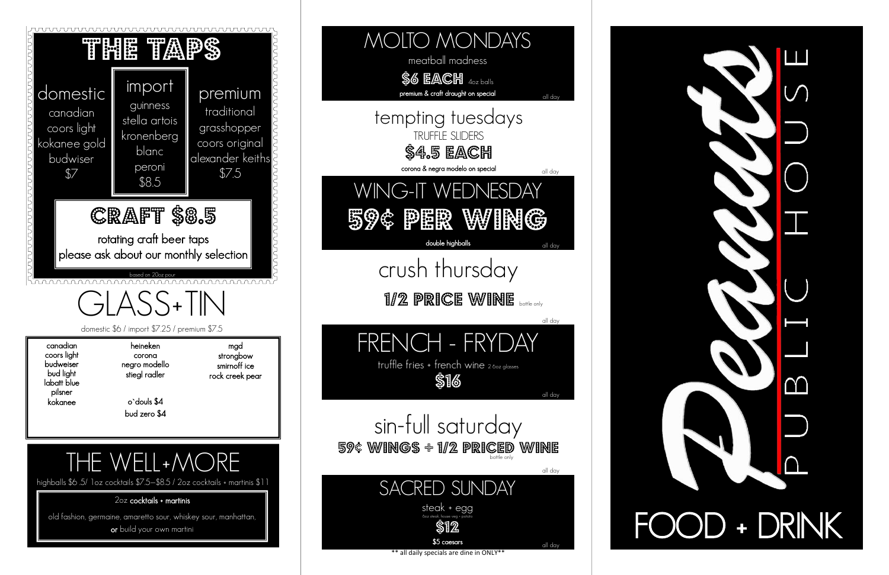# THE TAPS

## domestic

canadian
coors light
kokanee gold
budwiser
$7

## import

guinness
stella artois
kronenberg
blanc
peroni
$8.5

## premium

traditional
grasshopper
coors original
alexander keiths
$7.5

## CRAFT $8.5

rotating craft beer taps
please ask about our monthly selection

based on 20oz pour

# GLASS+TIN

domestic $6 / import $7.25 / premium $7.5

| | | |
|---|---|---|
| canadian | heineken | mgd |
| coors light | corona | strongbow |
| budweiser | negro modello | smirnoff ice |
| bud light | stiegl radler | rock creek pear |
| labatt blue | | |
| pilsner | | |
| kokanee | o`douls $4 | |
| | bud zero $4 | |

# THE WELL+MORE

highballs $6 .5/ 1oz cocktails $7.5–$8.5 / 2oz cocktails + martinis $11

2oz **cocktails + martinis**

old fashion, germaine, amaretto sour, whiskey sour, manhattan, **or** build your own martini

# MOLTO MONDAYS

meatball madness

**$6 EACH** 4oz balls

**premium & craft draught on special**

all day

# tempting tuesdays

TRUFFLE SLIDERS

**$4.5 EACH**

**corona & negra modelo on special**

all day

# WING-IT WEDNESDAY

**59¢ PER WING**

**double highballs**

all day

# crush thursday

**1/2 PRICE WINE** bottle only

all day

# FRENCH - FRYDAY

truffle fries + french wine 2 6oz glasses

**$16**

all day

# sin-full saturday

**59¢ WINGS + 1/2 PRICED WINE**
bottle only

all day

# SACRED SUNDAY

steak + egg

6oz steak, house veg + potato

**$12**

**$5 caesars**

all day

** all daily specials are dine in ONLY**

# Peanuts PUBLIC HOUSE

# FOOD + DRINK